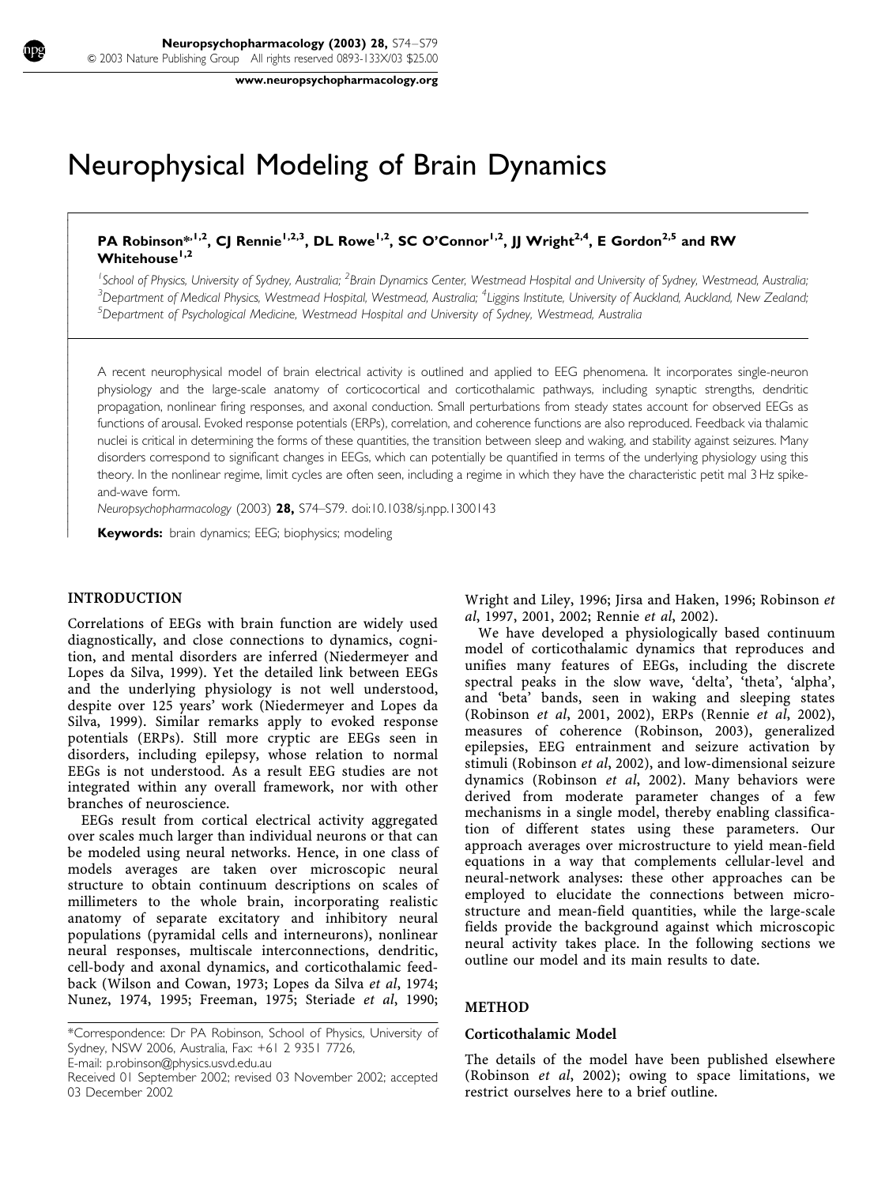# Neurophysical Modeling of Brain Dynamics

**PA Robinson*[1,2], CJ Rennie[1,2,3], DL Rowe[1,2], SC O'Connor[1,2], JJ Wright[2,4], E Gordon[2,5] and RW Whitehouse[1,2]**

[1]School of Physics, University of Sydney, Australia; [2]Brain Dynamics Center, Westmead Hospital and University of Sydney, Westmead, Australia; [3]Department of Medical Physics, Westmead Hospital, Westmead, Australia; [4]Liggins Institute, University of Auckland, Auckland, New Zealand; [5]Department of Psychological Medicine, Westmead Hospital and University of Sydney, Westmead, Australia

A recent neurophysical model of brain electrical activity is outlined and applied to EEG phenomena. It incorporates single-neuron physiology and the large-scale anatomy of corticocortical and corticothalamic pathways, including synaptic strengths, dendritic propagation, nonlinear firing responses, and axonal conduction. Small perturbations from steady states account for observed EEGs as functions of arousal. Evoked response potentials (ERPs), correlation, and coherence functions are also reproduced. Feedback via thalamic nuclei is critical in determining the forms of these quantities, the transition between sleep and waking, and stability against seizures. Many disorders correspond to significant changes in EEGs, which can potentially be quantified in terms of the underlying physiology using this theory. In the nonlinear regime, limit cycles are often seen, including a regime in which they have the characteristic petit mal 3 Hz spike-and-wave form.

*Neuropsychopharmacology* (2003) **28,** S74–S79. doi:10.1038/sj.npp.1300143

**Keywords:** brain dynamics; EEG; biophysics; modeling

## INTRODUCTION

Correlations of EEGs with brain function are widely used diagnostically, and close connections to dynamics, cognition, and mental disorders are inferred (Niedermeyer and Lopes da Silva, 1999). Yet the detailed link between EEGs and the underlying physiology is not well understood, despite over 125 years' work (Niedermeyer and Lopes da Silva, 1999). Similar remarks apply to evoked response potentials (ERPs). Still more cryptic are EEGs seen in disorders, including epilepsy, whose relation to normal EEGs is not understood. As a result EEG studies are not integrated within any overall framework, nor with other branches of neuroscience.

EEGs result from cortical electrical activity aggregated over scales much larger than individual neurons or that can be modeled using neural networks. Hence, in one class of models averages are taken over microscopic neural structure to obtain continuum descriptions on scales of millimeters to the whole brain, incorporating realistic anatomy of separate excitatory and inhibitory neural populations (pyramidal cells and interneurons), nonlinear neural responses, multiscale interconnections, dendritic, cell-body and axonal dynamics, and corticothalamic feedback (Wilson and Cowan, 1973; Lopes da Silva *et al*, 1974; Nunez, 1974, 1995; Freeman, 1975; Steriade *et al*, 1990; Wright and Liley, 1996; Jirsa and Haken, 1996; Robinson *et al*, 1997, 2001, 2002; Rennie *et al*, 2002).

We have developed a physiologically based continuum model of corticothalamic dynamics that reproduces and unifies many features of EEGs, including the discrete spectral peaks in the slow wave, 'delta', 'theta', 'alpha', and 'beta' bands, seen in waking and sleeping states (Robinson *et al*, 2001, 2002), ERPs (Rennie *et al*, 2002), measures of coherence (Robinson, 2003), generalized epilepsies, EEG entrainment and seizure activation by stimuli (Robinson *et al*, 2002), and low-dimensional seizure dynamics (Robinson *et al*, 2002). Many behaviors were derived from moderate parameter changes of a few mechanisms in a single model, thereby enabling classification of different states using these parameters. Our approach averages over microstructure to yield mean-field equations in a way that complements cellular-level and neural-network analyses: these other approaches can be employed to elucidate the connections between microstructure and mean-field quantities, while the large-scale fields provide the background against which microscopic neural activity takes place. In the following sections we outline our model and its main results to date.

## METHOD

### Corticothalamic Model

The details of the model have been published elsewhere (Robinson *et al*, 2002); owing to space limitations, we restrict ourselves here to a brief outline.

*Correspondence: Dr PA Robinson, School of Physics, University of Sydney, NSW 2006, Australia, Fax: +61 2 9351 7726, E-mail: p.robinson@physics.usyd.edu.au

Received 01 September 2002; revised 03 November 2002; accepted 03 December 2002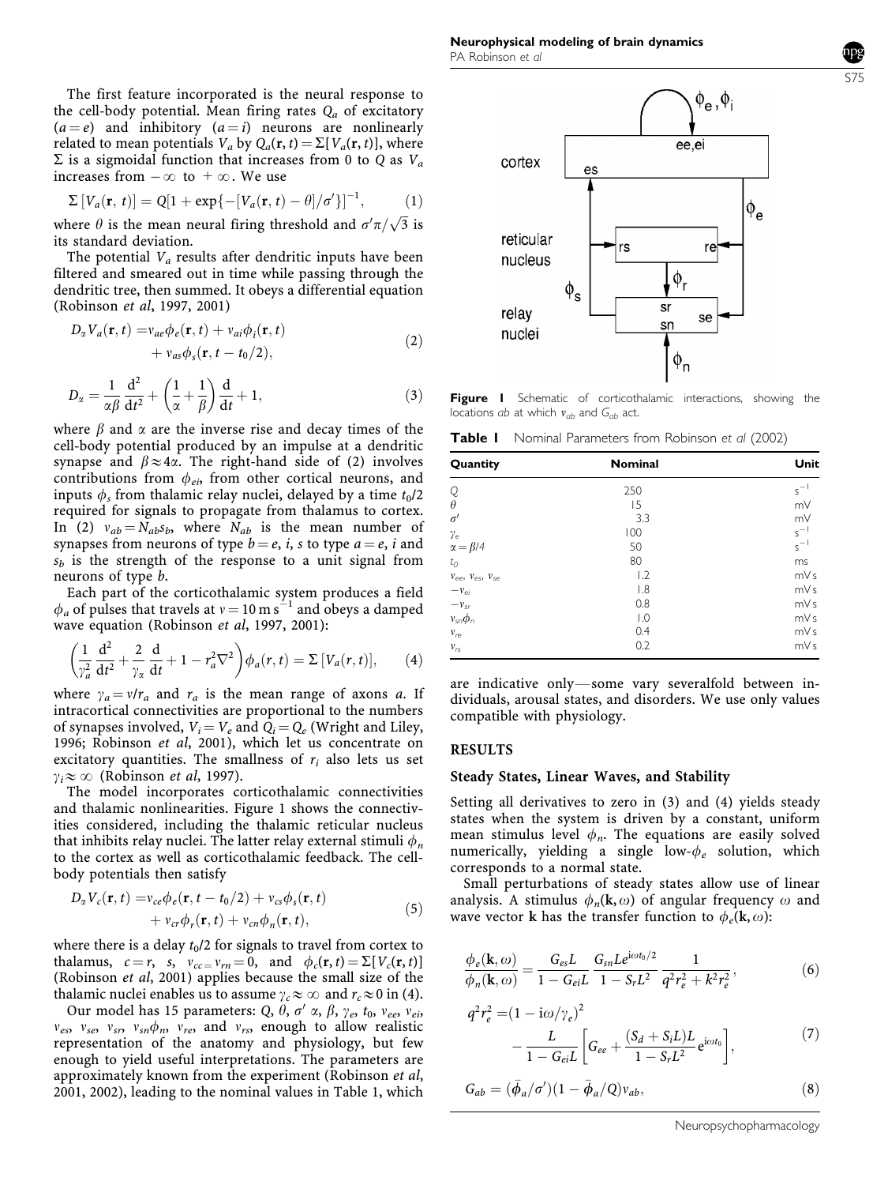The first feature incorporated is the neural response to the cell-body potential. Mean firing rates $Q_a$ of excitatory ($a = e$) and inhibitory ($a = i$) neurons are nonlinearly related to mean potentials $V_a$ by $Q_a(\mathbf{r}, t) = \Sigma[V_a(\mathbf{r}, t)]$, where $\Sigma$ is a sigmoidal function that increases from 0 to $Q$ as $V_a$ increases from $-\infty$ to $+\infty$. We use

$$\Sigma[V_a(\mathbf{r}, t)] = Q[1 + \exp\{-[V_a(\mathbf{r}, t) - \theta]/\sigma'\}]^{-1}, \tag{1}$$

where $\theta$ is the mean neural firing threshold and $\sigma'\pi/\sqrt{3}$ is its standard deviation.

The potential $V_a$ results after dendritic inputs have been filtered and smeared out in time while passing through the dendritic tree, then summed. It obeys a differential equation (Robinson *et al*, 1997, 2001)

$$\begin{aligned} D_\alpha V_a(\mathbf{r}, t) = & v_{ae}\phi_e(\mathbf{r}, t) + v_{ai}\phi_i(\mathbf{r}, t) \\ & + v_{as}\phi_s(\mathbf{r}, t - t_0/2), \end{aligned} \tag{2}$$

$$D_\alpha = \frac{1}{\alpha\beta}\frac{\mathrm{d}^2}{\mathrm{d}t^2} + \left(\frac{1}{\alpha} + \frac{1}{\beta}\right)\frac{\mathrm{d}}{\mathrm{d}t} + 1, \tag{3}$$

where $\beta$ and $\alpha$ are the inverse rise and decay times of the cell-body potential produced by an impulse at a dendritic synapse and $\beta \approx 4\alpha$. The right-hand side of (2) involves contributions from $\phi_{ei}$, from other cortical neurons, and inputs $\phi_s$ from thalamic relay nuclei, delayed by a time $t_0/2$ required for signals to propagate from thalamus to cortex. In (2) $v_{ab} = N_{ab}s_b$, where $N_{ab}$ is the mean number of synapses from neurons of type $b = e, i, s$ to type $a = e, i$ and $s_b$ is the strength of the response to a unit signal from neurons of type $b$.

Each part of the corticothalamic system produces a field $\phi_a$ of pulses that travels at $v = 10\,\mathrm{m\,s^{-1}}$ and obeys a damped wave equation (Robinson *et al*, 1997, 2001):

$$\left(\frac{1}{\gamma_a^2}\frac{\mathrm{d}^2}{\mathrm{d}t^2} + \frac{2}{\gamma_\alpha}\frac{\mathrm{d}}{\mathrm{d}t} + 1 - r_a^2\nabla^2\right)\phi_a(r, t) = \Sigma[V_a(r, t)], \tag{4}$$

where $\gamma_a = v/r_a$ and $r_a$ is the mean range of axons $a$. If intracortical connectivities are proportional to the numbers of synapses involved, $V_i = V_e$ and $Q_i = Q_e$ (Wright and Liley, 1996; Robinson *et al*, 2001), which let us concentrate on excitatory quantities. The smallness of $r_i$ also lets us set $\gamma_i \approx \infty$ (Robinson *et al*, 1997).

The model incorporates corticothalamic connectivities and thalamic nonlinearities. Figure 1 shows the connectivities considered, including the thalamic reticular nucleus that inhibits relay nuclei. The latter relay external stimuli $\phi_n$ to the cortex as well as corticothalamic feedback. The cell-body potentials then satisfy

$$\begin{aligned} D_\alpha V_c(\mathbf{r}, t) = & v_{ce}\phi_e(\mathbf{r}, t - t_0/2) + v_{cs}\phi_s(\mathbf{r}, t) \\ & + v_{cr}\phi_r(\mathbf{r}, t) + v_{cn}\phi_n(\mathbf{r}, t), \end{aligned} \tag{5}$$

where there is a delay $t_0/2$ for signals to travel from cortex to thalamus, $c = r, s$, $v_{cc} = v_{rn} = 0$, and $\phi_c(\mathbf{r}, t) = \Sigma[V_c(\mathbf{r}, t)]$ (Robinson *et al*, 2001) applies because the small size of the thalamic nuclei enables us to assume $\gamma_c \approx \infty$ and $r_c \approx 0$ in (4).

Our model has 15 parameters: $Q$, $\theta$, $\sigma'$ $\alpha$, $\beta$, $\gamma_e$, $t_0$, $v_{ee}$, $v_{ei}$, $v_{es}$, $v_{se}$, $v_{sr}$, $v_{sn}\phi_n$, $v_{re}$, and $v_{rs}$, enough to allow realistic representation of the anatomy and physiology, but few enough to yield useful interpretations. The parameters are approximately known from the experiment (Robinson *et al*, 2001, 2002), leading to the nominal values in Table 1, which are indicative only—some vary severalfold between individuals, arousal states, and disorders. We use only values compatible with physiology.

**Figure 1** Schematic of corticothalamic interactions, showing the locations *ab* at which $v_{ab}$ and $G_{ab}$ act.

**Table 1** Nominal Parameters from Robinson *et al* (2002)

| Quantity | Nominal | Unit |
|---|---|---|
| $Q$ | 250 | $\mathrm{s^{-1}}$ |
| $\theta$ | 15 | mV |
| $\sigma'$ | 3.3 | mV |
| $\gamma_e$ | 100 | $\mathrm{s^{-1}}$ |
| $\alpha = \beta/4$ | 50 | $\mathrm{s^{-1}}$ |
| $t_0$ | 80 | ms |
| $v_{ee}$, $v_{es}$, $v_{se}$ | 1.2 | mV s |
| $-v_{ei}$ | 1.8 | mV s |
| $-v_{sr}$ | 0.8 | mV s |
| $v_{sn}\phi_n$ | 1.0 | mV s |
| $v_{re}$ | 0.4 | mV s |
| $v_{rs}$ | 0.2 | mV s |

## RESULTS

### Steady States, Linear Waves, and Stability

Setting all derivatives to zero in (3) and (4) yields steady states when the system is driven by a constant, uniform mean stimulus level $\phi_n$. The equations are easily solved numerically, yielding a single low-$\phi_e$ solution, which corresponds to a normal state.

Small perturbations of steady states allow use of linear analysis. A stimulus $\phi_n(\mathbf{k}, \omega)$ of angular frequency $\omega$ and wave vector $\mathbf{k}$ has the transfer function to $\phi_e(\mathbf{k}, \omega)$:

$$\frac{\phi_e(\mathbf{k}, \omega)}{\phi_n(\mathbf{k}, \omega)} = \frac{G_{es}L}{1 - G_{ei}L}\frac{G_{sn}Le^{\mathrm{i}\omega t_0/2}}{1 - S_rL^2}\frac{1}{q^2r_e^2 + k^2r_e^2}, \tag{6}$$

$$\begin{aligned} q^2r_e^2 = & (1 - \mathrm{i}\omega/\gamma_e)^2 \\ & - \frac{L}{1 - G_{ei}L}\left[G_{ee} + \frac{(S_d + S_iL)L}{1 - S_rL^2}e^{\mathrm{i}\omega t_0}\right], \end{aligned} \tag{7}$$

$$G_{ab} = (\bar{\phi}_a/\sigma')(1 - \bar{\phi}_a/Q)v_{ab}, \tag{8}$$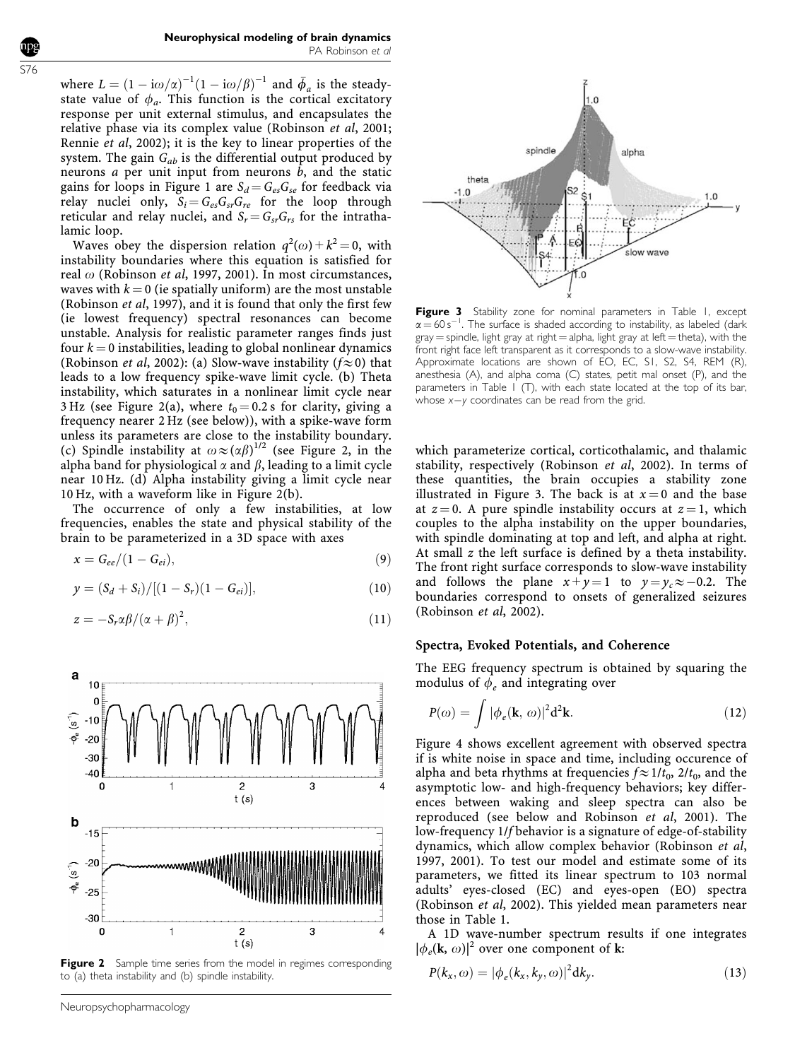where $L = (1 - i\omega/\alpha)^{-1}(1 - i\omega/\beta)^{-1}$ and $\bar{\phi}_a$ is the steady-state value of $\phi_a$. This function is the cortical excitatory response per unit external stimulus, and encapsulates the relative phase via its complex value (Robinson *et al*, 2001; Rennie *et al*, 2002); it is the key to linear properties of the system. The gain $G_{ab}$ is the differential output produced by neurons $a$ per unit input from neurons $b$, and the static gains for loops in Figure 1 are $S_d = G_{es}G_{se}$ for feedback via relay nuclei only, $S_i = G_{es}G_{sr}G_{re}$ for the loop through reticular and relay nuclei, and $S_r = G_{sr}G_{rs}$ for the intrathalamic loop.

Waves obey the dispersion relation $q^2(\omega) + k^2 = 0$, with instability boundaries where this equation is satisfied for real $\omega$ (Robinson *et al*, 1997, 2001). In most circumstances, waves with $k = 0$ (ie spatially uniform) are the most unstable (Robinson *et al*, 1997), and it is found that only the first few (ie lowest frequency) spectral resonances can become unstable. Analysis for realistic parameter ranges finds just four $k = 0$ instabilities, leading to global nonlinear dynamics (Robinson *et al*, 2002): (a) Slow-wave instability ($f \approx 0$) that leads to a low frequency spike-wave limit cycle. (b) Theta instability, which saturates in a nonlinear limit cycle near 3 Hz (see Figure 2(a), where $t_0 = 0.2$ s for clarity, giving a frequency nearer 2 Hz (see below)), with a spike-wave form unless its parameters are close to the instability boundary. (c) Spindle instability at $\omega \approx (\alpha\beta)^{1/2}$ (see Figure 2, in the alpha band for physiological $\alpha$ and $\beta$, leading to a limit cycle near 10 Hz. (d) Alpha instability giving a limit cycle near 10 Hz, with a waveform like in Figure 2(b).

The occurrence of only a few instabilities, at low frequencies, enables the state and physical stability of the brain to be parameterized in a 3D space with axes

$$x = G_{ee}/(1 - G_{ei}), \tag{9}$$

$$y = (S_d + S_i)/[(1 - S_r)(1 - G_{ei})], \tag{10}$$

$$z = -S_r\alpha\beta/(\alpha + \beta)^2, \tag{11}$$

**Figure 2** Sample time series from the model in regimes corresponding to (a) theta instability and (b) spindle instability.

**Figure 3** Stability zone for nominal parameters in Table 1, except $\alpha = 60\,\text{s}^{-1}$. The surface is shaded according to instability, as labeled (dark gray = spindle, light gray at right = alpha, light gray at left = theta), with the front right face left transparent as it corresponds to a slow-wave instability. Approximate locations are shown of EO, EC, S1, S2, S4, REM (R), anesthesia (A), and alpha coma (C) states, petit mal onset (P), and the parameters in Table 1 (T), with each state located at the top of its bar, whose $x$–$y$ coordinates can be read from the grid.

which parameterize cortical, corticothalamic, and thalamic stability, respectively (Robinson *et al*, 2002). In terms of these quantities, the brain occupies a stability zone illustrated in Figure 3. The back is at $x = 0$ and the base at $z = 0$. A pure spindle instability occurs at $z = 1$, which couples to the alpha instability on the upper boundaries, with spindle dominating at top and left, and alpha at right. At small $z$ the left surface is defined by a theta instability. The front right surface corresponds to slow-wave instability and follows the plane $x + y = 1$ to $y = y_c \approx -0.2$. The boundaries correspond to onsets of generalized seizures (Robinson *et al*, 2002).

## Spectra, Evoked Potentials, and Coherence

The EEG frequency spectrum is obtained by squaring the modulus of $\phi_e$ and integrating over

$$P(\omega) = \int |\phi_e(\mathbf{k}, \omega)|^2 \mathrm{d}^2\mathbf{k}. \tag{12}$$

Figure 4 shows excellent agreement with observed spectra if is white noise in space and time, including occurence of alpha and beta rhythms at frequencies $f \approx 1/t_0$, $2/t_0$, and the asymptotic low- and high-frequency behaviors; key differences between waking and sleep spectra can also be reproduced (see below and Robinson *et al*, 2001). The low-frequency $1/f$ behavior is a signature of edge-of-stability dynamics, which allow complex behavior (Robinson *et al*, 1997, 2001). To test our model and estimate some of its parameters, we fitted its linear spectrum to 103 normal adults' eyes-closed (EC) and eyes-open (EO) spectra (Robinson *et al*, 2002). This yielded mean parameters near those in Table 1.

A 1D wave-number spectrum results if one integrates $|\phi_e(\mathbf{k}, \omega)|^2$ over one component of $\mathbf{k}$:

$$P(k_x, \omega) = |\phi_e(k_x, k_y, \omega)|^2 \mathrm{d}k_y. \tag{13}$$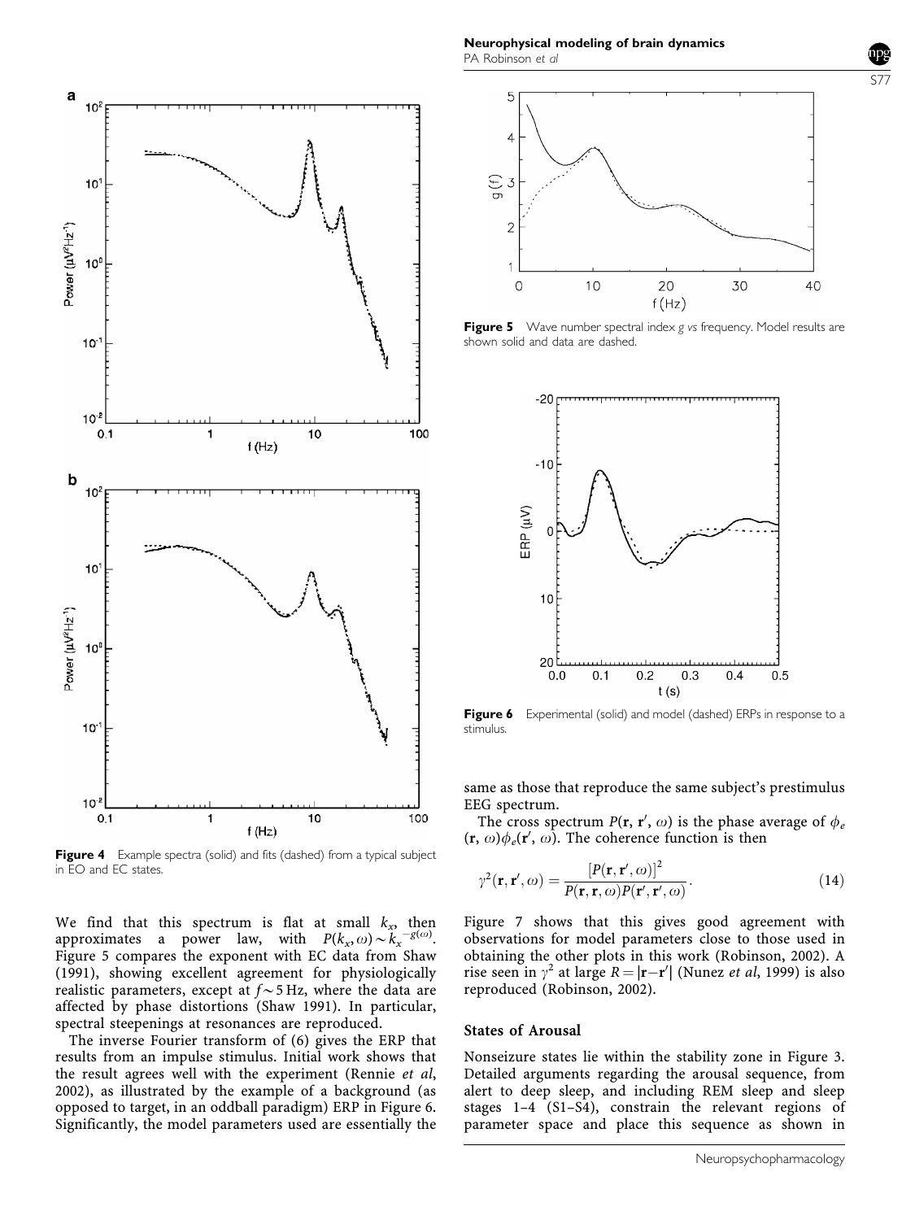**Figure 4** Example spectra (solid) and fits (dashed) from a typical subject in EO and EC states.

We find that this spectrum is flat at small $k_x$, then approximates a power law, with $P(k_x, \omega) \sim k_x^{-g(\omega)}$. Figure 5 compares the exponent with EC data from Shaw (1991), showing excellent agreement for physiologically realistic parameters, except at $f \sim 5$ Hz, where the data are affected by phase distortions (Shaw 1991). In particular, spectral steepenings at resonances are reproduced.

The inverse Fourier transform of (6) gives the ERP that results from an impulse stimulus. Initial work shows that the result agrees well with the experiment (Rennie *et al*, 2002), as illustrated by the example of a background (as opposed to target, in an oddball paradigm) ERP in Figure 6. Significantly, the model parameters used are essentially the same as those that reproduce the same subject's prestimulus EEG spectrum.

**Figure 5** Wave number spectral index $g$ *vs* frequency. Model results are shown solid and data are dashed.

**Figure 6** Experimental (solid) and model (dashed) ERPs in response to a stimulus.

The cross spectrum $P(\mathbf{r}, \mathbf{r}', \omega)$ is the phase average of $\phi_e(\mathbf{r}, \omega)\phi_e(\mathbf{r}', \omega)$. The coherence function is then

$$\gamma^2(\mathbf{r}, \mathbf{r}', \omega) = \frac{[P(\mathbf{r}, \mathbf{r}', \omega)]^2}{P(\mathbf{r}, \mathbf{r}, \omega)P(\mathbf{r}', \mathbf{r}', \omega)}. \tag{14}$$

Figure 7 shows that this gives good agreement with observations for model parameters close to those used in obtaining the other plots in this work (Robinson, 2002). A rise seen in $\gamma^2$ at large $R = |\mathbf{r} - \mathbf{r}'|$ (Nunez *et al*, 1999) is also reproduced (Robinson, 2002).

## States of Arousal

Nonseizure states lie within the stability zone in Figure 3. Detailed arguments regarding the arousal sequence, from alert to deep sleep, and including REM sleep and sleep stages 1–4 (S1–S4), constrain the relevant regions of parameter space and place this sequence as shown in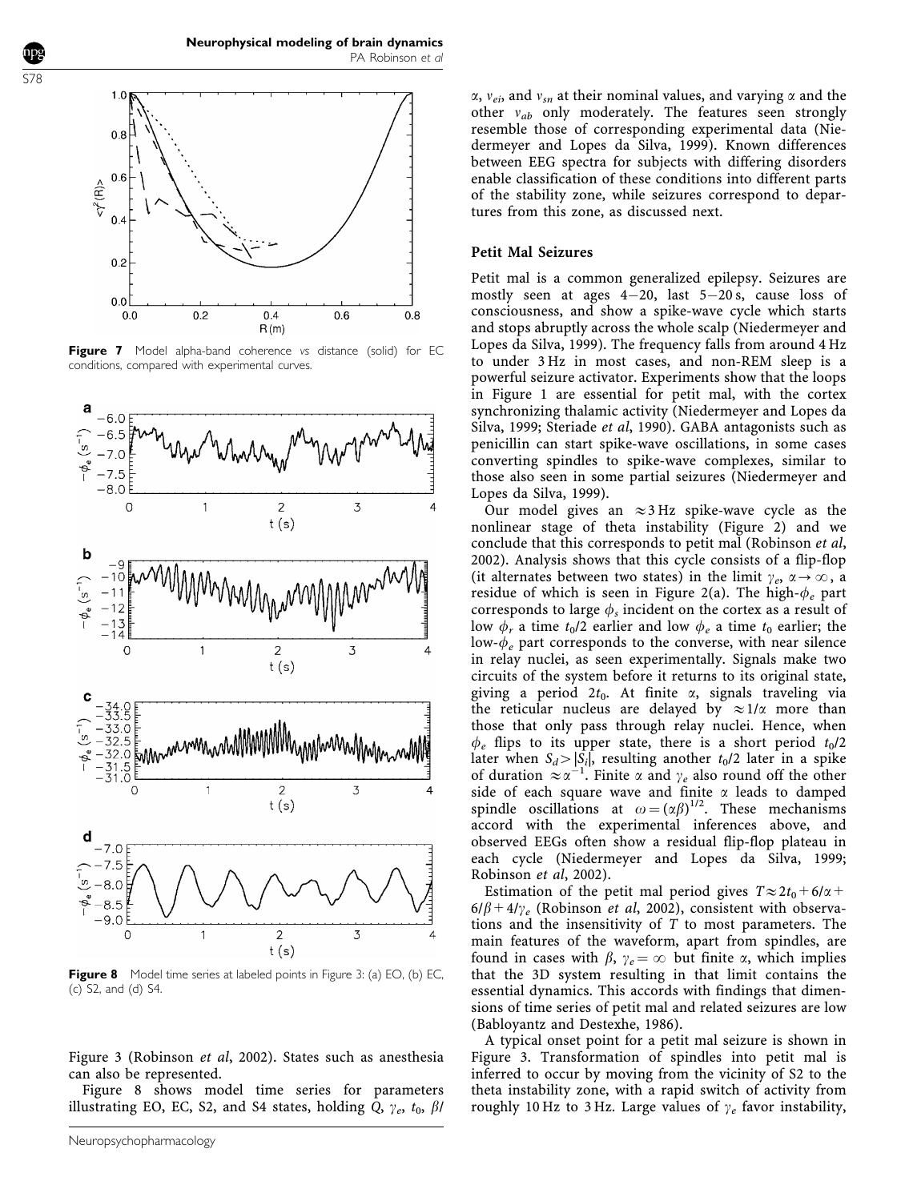**Figure 7** Model alpha-band coherence *vs* distance (solid) for EC conditions, compared with experimental curves.

**Figure 8** Model time series at labeled points in Figure 3: (a) EO, (b) EC, (c) S2, and (d) S4.

Figure 3 (Robinson *et al*, 2002). States such as anesthesia can also be represented.

Figure 8 shows model time series for parameters illustrating EO, EC, S2, and S4 states, holding $Q$, $\gamma_e$, $t_0$, $\beta/\alpha$, $v_{ei}$, and $v_{sn}$ at their nominal values, and varying $\alpha$ and the other $v_{ab}$ only moderately. The features seen strongly resemble those of corresponding experimental data (Niedermeyer and Lopes da Silva, 1999). Known differences between EEG spectra for subjects with differing disorders enable classification of these conditions into different parts of the stability zone, while seizures correspond to departures from this zone, as discussed next.

## Petit Mal Seizures

Petit mal is a common generalized epilepsy. Seizures are mostly seen at ages 4–20, last 5–20 s, cause loss of consciousness, and show a spike-wave cycle which starts and stops abruptly across the whole scalp (Niedermeyer and Lopes da Silva, 1999). The frequency falls from around 4 Hz to under 3 Hz in most cases, and non-REM sleep is a powerful seizure activator. Experiments show that the loops in Figure 1 are essential for petit mal, with the cortex synchronizing thalamic activity (Niedermeyer and Lopes da Silva, 1999; Steriade *et al*, 1990). GABA antagonists such as penicillin can start spike-wave oscillations, in some cases converting spindles to spike-wave complexes, similar to those also seen in some partial seizures (Niedermeyer and Lopes da Silva, 1999).

Our model gives an $\approx$3 Hz spike-wave cycle as the nonlinear stage of theta instability (Figure 2) and we conclude that this corresponds to petit mal (Robinson *et al*, 2002). Analysis shows that this cycle consists of a flip-flop (it alternates between two states) in the limit $\gamma_e$, $\alpha \rightarrow \infty$, a residue of which is seen in Figure 2(a). The high-$\phi_e$ part corresponds to large $\phi_s$ incident on the cortex as a result of low $\phi_r$ a time $t_0/2$ earlier and low $\phi_e$ a time $t_0$ earlier; the low-$\phi_e$ part corresponds to the converse, with near silence in relay nuclei, as seen experimentally. Signals make two circuits of the system before it returns to its original state, giving a period $2t_0$. At finite $\alpha$, signals traveling via the reticular nucleus are delayed by $\approx 1/\alpha$ more than those that only pass through relay nuclei. Hence, when $\phi_e$ flips to its upper state, there is a short period $t_0/2$ later when $S_d > |S_i|$, resulting another $t_0/2$ later in a spike of duration $\approx \alpha^{-1}$. Finite $\alpha$ and $\gamma_e$ also round off the other side of each square wave and finite $\alpha$ leads to damped spindle oscillations at $\omega = (\alpha\beta)^{1/2}$. These mechanisms accord with the experimental inferences above, and observed EEGs often show a residual flip-flop plateau in each cycle (Niedermeyer and Lopes da Silva, 1999; Robinson *et al*, 2002).

Estimation of the petit mal period gives $T \approx 2t_0 + 6/\alpha + 6/\beta + 4/\gamma_e$ (Robinson *et al*, 2002), consistent with observations and the insensitivity of $T$ to most parameters. The main features of the waveform, apart from spindles, are found in cases with $\beta$, $\gamma_e = \infty$ but finite $\alpha$, which implies that the 3D system resulting in that limit contains the essential dynamics. This accords with findings that dimensions of time series of petit mal and related seizures are low (Babloyantz and Destexhe, 1986).

A typical onset point for a petit mal seizure is shown in Figure 3. Transformation of spindles into petit mal is inferred to occur by moving from the vicinity of S2 to the theta instability zone, with a rapid switch of activity from roughly 10 Hz to 3 Hz. Large values of $\gamma_e$ favor instability,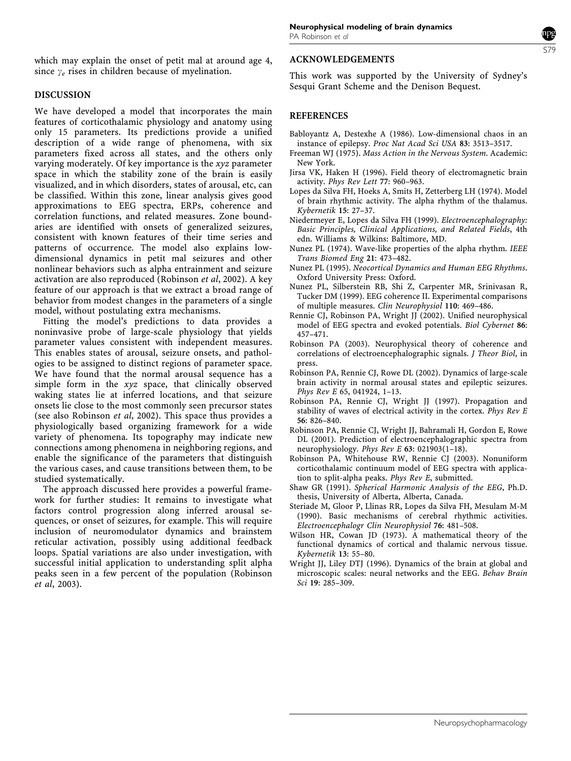which may explain the onset of petit mal at around age 4, since $\gamma_e$ rises in children because of myelination.

## DISCUSSION

We have developed a model that incorporates the main features of corticothalamic physiology and anatomy using only 15 parameters. Its predictions provide a unified description of a wide range of phenomena, with six parameters fixed across all states, and the others only varying moderately. Of key importance is the *xyz* parameter space in which the stability zone of the brain is easily visualized, and in which disorders, states of arousal, etc, can be classified. Within this zone, linear analysis gives good approximations to EEG spectra, ERPs, coherence and correlation functions, and related measures. Zone boundaries are identified with onsets of generalized seizures, consistent with known features of their time series and patterns of occurrence. The model also explains low-dimensional dynamics in petit mal seizures and other nonlinear behaviors such as alpha entrainment and seizure activation are also reproduced (Robinson *et al*, 2002). A key feature of our approach is that we extract a broad range of behavior from modest changes in the parameters of a single model, without postulating extra mechanisms.

Fitting the model's predictions to data provides a noninvasive probe of large-scale physiology that yields parameter values consistent with independent measures. This enables states of arousal, seizure onsets, and pathologies to be assigned to distinct regions of parameter space. We have found that the normal arousal sequence has a simple form in the *xyz* space, that clinically observed waking states lie at inferred locations, and that seizure onsets lie close to the most commonly seen precursor states (see also Robinson *et al*, 2002). This space thus provides a physiologically based organizing framework for a wide variety of phenomena. Its topography may indicate new connections among phenomena in neighboring regions, and enable the significance of the parameters that distinguish the various cases, and cause transitions between them, to be studied systematically.

The approach discussed here provides a powerful framework for further studies: It remains to investigate what factors control progression along inferred arousal sequences, or onset of seizures, for example. This will require inclusion of neuromodulator dynamics and brainstem reticular activation, possibly using additional feedback loops. Spatial variations are also under investigation, with successful initial application to understanding split alpha peaks seen in a few percent of the population (Robinson *et al*, 2003).

## ACKNOWLEDGEMENTS

This work was supported by the University of Sydney's Sesqui Grant Scheme and the Denison Bequest.

## REFERENCES

Babloyantz A, Destexhe A (1986). Low-dimensional chaos in an instance of epilepsy. *Proc Nat Acad Sci USA* **83**: 3513–3517.

Freeman WJ (1975). *Mass Action in the Nervous System*. Academic: New York.

Jirsa VK, Haken H (1996). Field theory of electromagnetic brain activity. *Phys Rev Lett* **77**: 960–963.

Lopes da Silva FH, Hoeks A, Smits H, Zetterberg LH (1974). Model of brain rhythmic activity. The alpha rhythm of the thalamus. *Kybernetik* **15**: 27–37.

Niedermeyer E, Lopes da Silva FH (1999). *Electroencephalography: Basic Principles, Clinical Applications, and Related Fields*, 4th edn. Williams & Wilkins: Baltimore, MD.

Nunez PL (1974). Wave-like properties of the alpha rhythm. *IEEE Trans Biomed Eng* **21**: 473–482.

Nunez PL (1995). *Neocortical Dynamics and Human EEG Rhythms*. Oxford University Press: Oxford.

Nunez PL, Silberstein RB, Shi Z, Carpenter MR, Srinivasan R, Tucker DM (1999). EEG coherence II. Experimental comparisons of multiple measures. *Clin Neurophysiol* **110**: 469–486.

Rennie CJ, Robinson PA, Wright JJ (2002). Unified neurophysical model of EEG spectra and evoked potentials. *Biol Cybernet* **86**: 457–471.

Robinson PA (2003). Neurophysical theory of coherence and correlations of electroencephalographic signals. *J Theor Biol*, in press.

Robinson PA, Rennie CJ, Rowe DL (2002). Dynamics of large-scale brain activity in normal arousal states and epileptic seizures. *Phys Rev E* 65, 041924, 1–13.

Robinson PA, Rennie CJ, Wright JJ (1997). Propagation and stability of waves of electrical activity in the cortex. *Phys Rev E* **56**: 826–840.

Robinson PA, Rennie CJ, Wright JJ, Bahramali H, Gordon E, Rowe DL (2001). Prediction of electroencephalographic spectra from neurophysiology. *Phys Rev E* **63**: 021903(1–18).

Robinson PA, Whitehouse RW, Rennie CJ (2003). Nonuniform corticothalamic continuum model of EEG spectra with application to split-alpha peaks. *Phys Rev E*, submitted.

Shaw GR (1991). *Spherical Harmonic Analysis of the EEG*, Ph.D. thesis, University of Alberta, Alberta, Canada.

Steriade M, Gloor P, Llinas RR, Lopes da Silva FH, Mesulam M-M (1990). Basic mechanisms of cerebral rhythmic activities. *Electroencephalogr Clin Neurophysiol* **76**: 481–508.

Wilson HR, Cowan JD (1973). A mathematical theory of the functional dynamics of cortical and thalamic nervous tissue. *Kybernetik* **13**: 55–80.

Wright JJ, Liley DTJ (1996). Dynamics of the brain at global and microscopic scales: neural networks and the EEG. *Behav Brain Sci* **19**: 285–309.